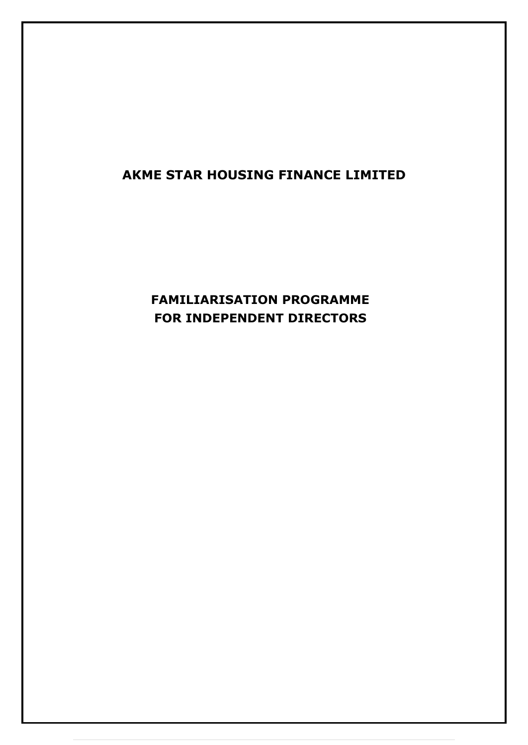# AKME STAR HOUSING FINANCE LIMITED

## FAMILIARISATION PROGRAMME FOR INDEPENDENT DIRECTORS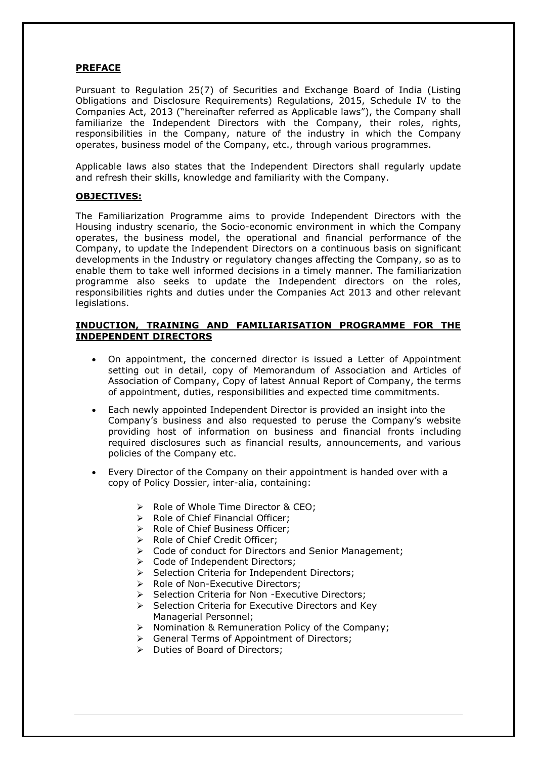## PREFACE

Pursuant to Regulation 25(7) of Securities and Exchange Board of India (Listing Obligations and Disclosure Requirements) Regulations, 2015, Schedule IV to the Companies Act, 2013 ("hereinafter referred as Applicable laws"), the Company shall familiarize the Independent Directors with the Company, their roles, rights, responsibilities in the Company, nature of the industry in which the Company operates, business model of the Company, etc., through various programmes.

Applicable laws also states that the Independent Directors shall regularly update and refresh their skills, knowledge and familiarity with the Company.

## OBJECTIVES:

The Familiarization Programme aims to provide Independent Directors with the Housing industry scenario, the Socio-economic environment in which the Company operates, the business model, the operational and financial performance of the Company, to update the Independent Directors on a continuous basis on significant developments in the Industry or regulatory changes affecting the Company, so as to enable them to take well informed decisions in a timely manner. The familiarization programme also seeks to update the Independent directors on the roles, responsibilities rights and duties under the Companies Act 2013 and other relevant legislations.

## INDUCTION, TRAINING AND FAMILIARISATION PROGRAMME FOR THE INDEPENDENT DIRECTORS

- On appointment, the concerned director is issued a Letter of Appointment setting out in detail, copy of Memorandum of Association and Articles of Association of Company, Copy of latest Annual Report of Company, the terms of appointment, duties, responsibilities and expected time commitments.
- Each newly appointed Independent Director is provided an insight into the Company's business and also requested to peruse the Company's website providing host of information on business and financial fronts including required disclosures such as financial results, announcements, and various policies of the Company etc.
- Every Director of the Company on their appointment is handed over with a copy of Policy Dossier, inter-alia, containing:
  - Role of Whole Time Director & CEO;
  - Role of Chief Financial Officer;
  - Role of Chief Business Officer;
  - Role of Chief Credit Officer;
  - Code of conduct for Directors and Senior Management;
  - Code of Independent Directors;
  - Selection Criteria for Independent Directors;
  - Role of Non-Executive Directors;
  - Selection Criteria for Non -Executive Directors;
  - Selection Criteria for Executive Directors and Key Managerial Personnel;
  - Nomination & Remuneration Policy of the Company;
  - General Terms of Appointment of Directors;
  - Duties of Board of Directors;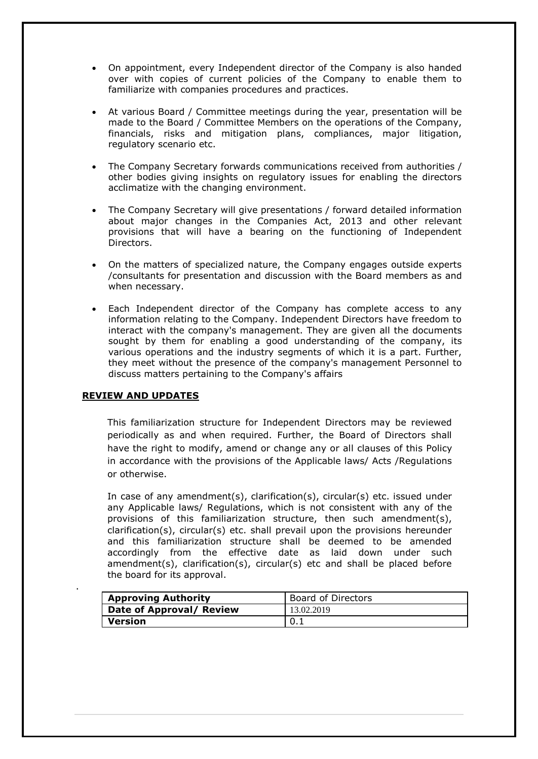- On appointment, every Independent director of the Company is also handed over with copies of current policies of the Company to enable them to familiarize with companies procedures and practices.

- At various Board / Committee meetings during the year, presentation will be made to the Board / Committee Members on the operations of the Company, financials, risks and mitigation plans, compliances, major litigation, regulatory scenario etc.

- The Company Secretary forwards communications received from authorities / other bodies giving insights on regulatory issues for enabling the directors acclimatize with the changing environment.

- The Company Secretary will give presentations / forward detailed information about major changes in the Companies Act, 2013 and other relevant provisions that will have a bearing on the functioning of Independent Directors.

- On the matters of specialized nature, the Company engages outside experts /consultants for presentation and discussion with the Board members as and when necessary.

- Each Independent director of the Company has complete access to any information relating to the Company. Independent Directors have freedom to interact with the company's management. They are given all the documents sought by them for enabling a good understanding of the company, its various operations and the industry segments of which it is a part. Further, they meet without the presence of the company's management Personnel to discuss matters pertaining to the Company's affairs

**REVIEW AND UPDATES**

This familiarization structure for Independent Directors may be reviewed periodically as and when required. Further, the Board of Directors shall have the right to modify, amend or change any or all clauses of this Policy in accordance with the provisions of the Applicable laws/ Acts /Regulations or otherwise.

In case of any amendment(s), clarification(s), circular(s) etc. issued under any Applicable laws/ Regulations, which is not consistent with any of the provisions of this familiarization structure, then such amendment(s), clarification(s), circular(s) etc. shall prevail upon the provisions hereunder and this familiarization structure shall be deemed to be amended accordingly from the effective date as laid down under such amendment(s), clarification(s), circular(s) etc and shall be placed before the board for its approval.

| **Approving Authority** | Board of Directors |
|---|---|
| **Date of Approval/ Review** | 13.02.2019 |
| **Version** | 0.1 |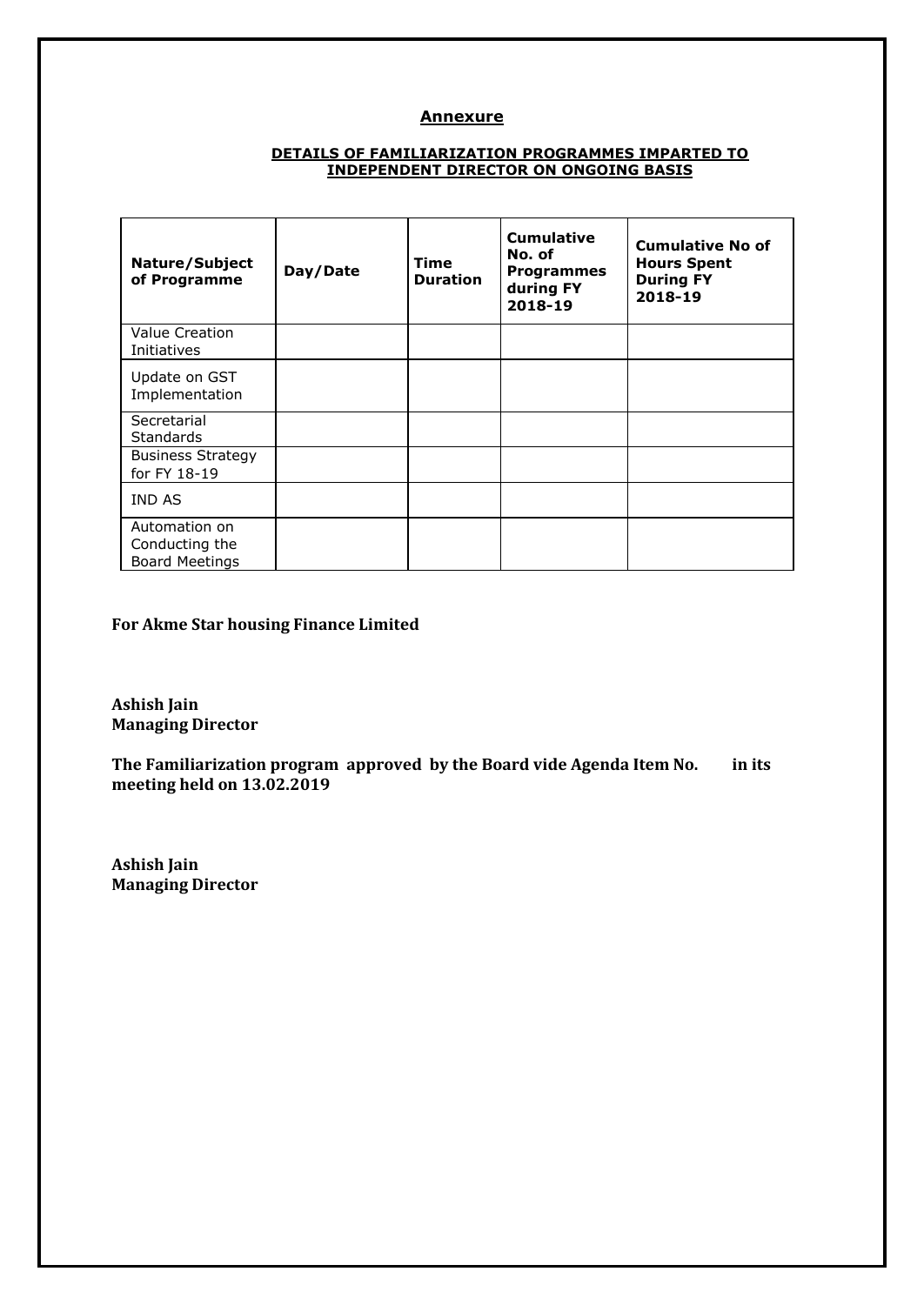## Annexure

### DETAILS OF FAMILIARIZATION PROGRAMMES IMPARTED TO INDEPENDENT DIRECTOR ON ONGOING BASIS

| Nature/Subject of Programme | Day/Date | Time Duration | Cumulative No. of Programmes during FY 2018-19 | Cumulative No of Hours Spent During FY 2018-19 |
|---|---|---|---|---|
| Value Creation Initiatives | | | | |
| Update on GST Implementation | | | | |
| Secretarial Standards | | | | |
| Business Strategy for FY 18-19 | | | | |
| IND AS | | | | |
| Automation on Conducting the Board Meetings | | | | |

**For Akme Star housing Finance Limited**

**Ashish Jain**
**Managing Director**

**The Familiarization program approved by the Board vide Agenda Item No. in its meeting held on 13.02.2019**

**Ashish Jain**
**Managing Director**